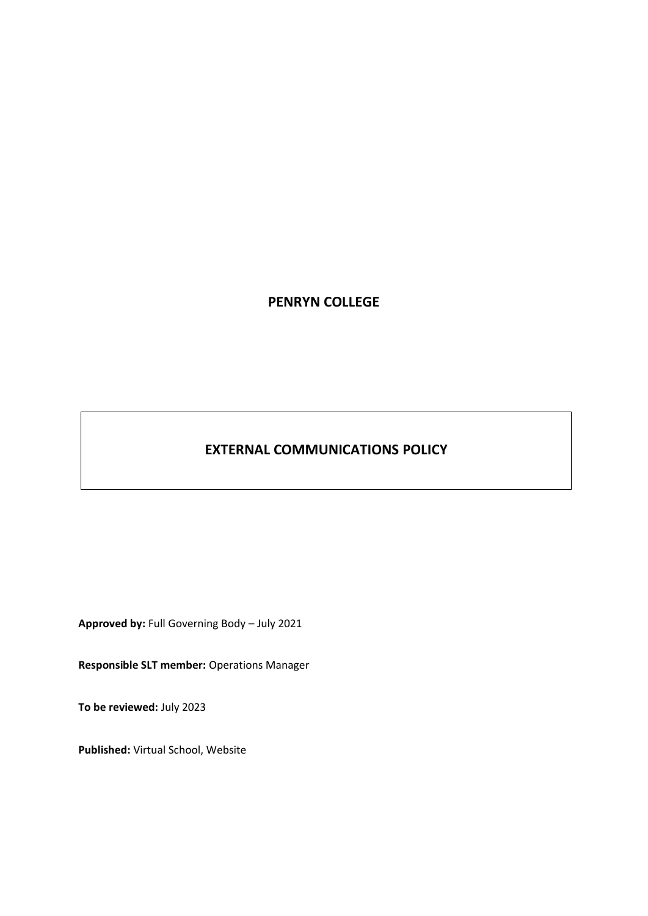# PENRYN COLLEGE

## EXTERNAL COMMUNICATIONS POLICY

**Approved by:** Full Governing Body – July 2021

**Responsible SLT member:** Operations Manager

**To be reviewed:** July 2023

**Published:** Virtual School, Website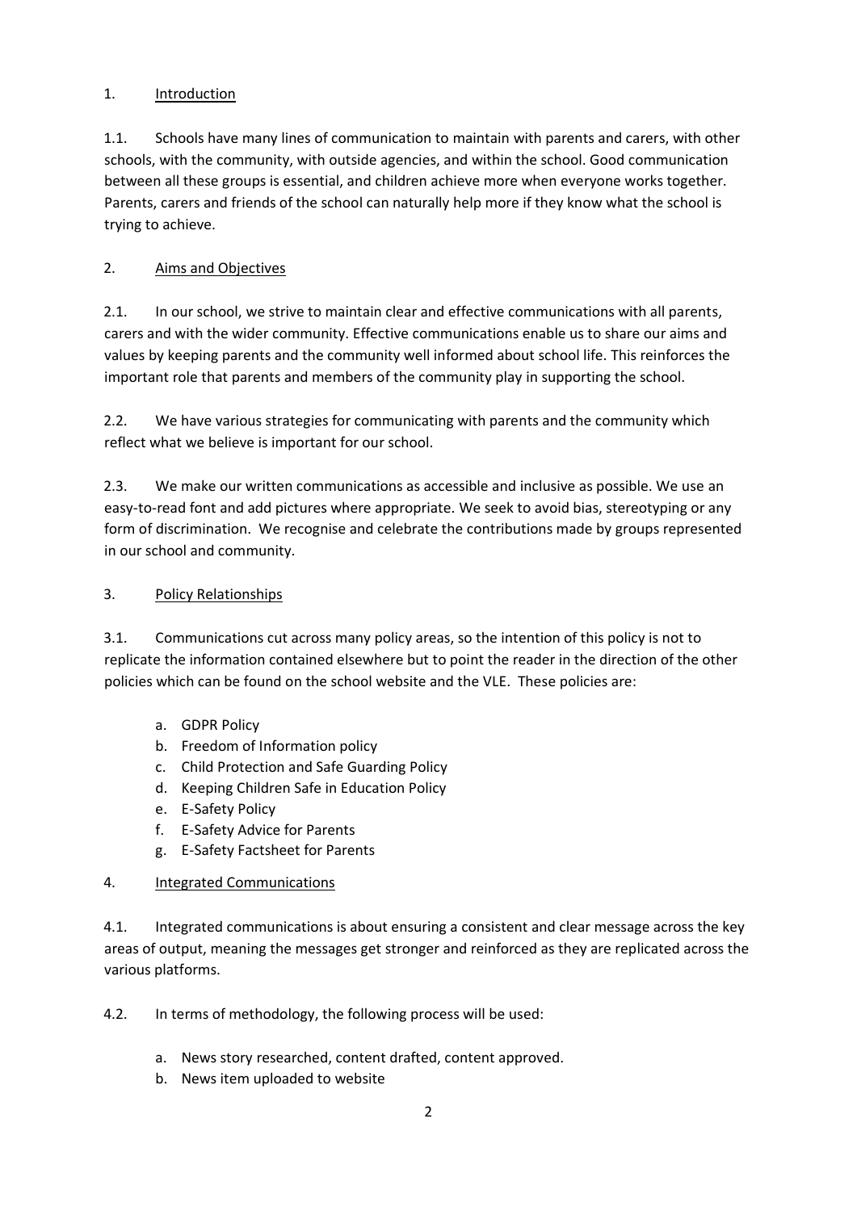## 1. Introduction

1.1. Schools have many lines of communication to maintain with parents and carers, with other schools, with the community, with outside agencies, and within the school. Good communication between all these groups is essential, and children achieve more when everyone works together. Parents, carers and friends of the school can naturally help more if they know what the school is trying to achieve.

## 2. Aims and Objectives

2.1. In our school, we strive to maintain clear and effective communications with all parents, carers and with the wider community. Effective communications enable us to share our aims and values by keeping parents and the community well informed about school life. This reinforces the important role that parents and members of the community play in supporting the school.

2.2. We have various strategies for communicating with parents and the community which reflect what we believe is important for our school.

2.3. We make our written communications as accessible and inclusive as possible. We use an easy-to-read font and add pictures where appropriate. We seek to avoid bias, stereotyping or any form of discrimination. We recognise and celebrate the contributions made by groups represented in our school and community.

## 3. Policy Relationships

3.1. Communications cut across many policy areas, so the intention of this policy is not to replicate the information contained elsewhere but to point the reader in the direction of the other policies which can be found on the school website and the VLE. These policies are:

a. GDPR Policy
b. Freedom of Information policy
c. Child Protection and Safe Guarding Policy
d. Keeping Children Safe in Education Policy
e. E-Safety Policy
f. E-Safety Advice for Parents
g. E-Safety Factsheet for Parents

## 4. Integrated Communications

4.1. Integrated communications is about ensuring a consistent and clear message across the key areas of output, meaning the messages get stronger and reinforced as they are replicated across the various platforms.

4.2. In terms of methodology, the following process will be used:

a. News story researched, content drafted, content approved.
b. News item uploaded to website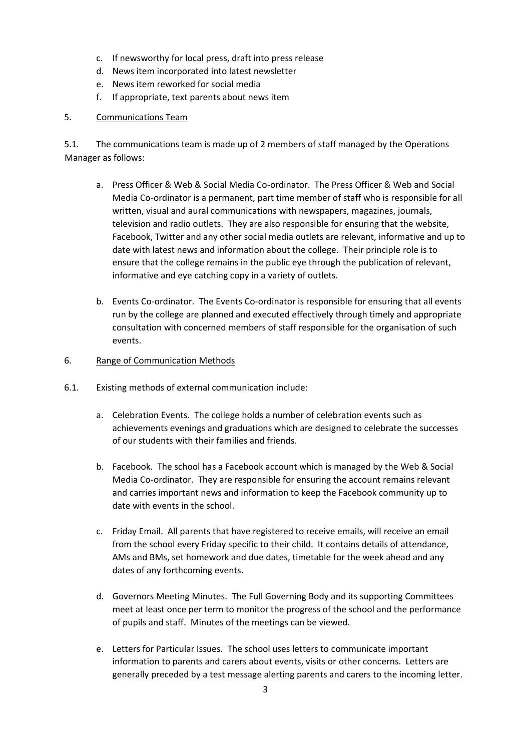c. If newsworthy for local press, draft into press release
d. News item incorporated into latest newsletter
e. News item reworked for social media
f. If appropriate, text parents about news item

5. <u>Communications Team</u>

5.1. The communications team is made up of 2 members of staff managed by the Operations Manager as follows:

a. Press Officer & Web & Social Media Co-ordinator. The Press Officer & Web and Social Media Co-ordinator is a permanent, part time member of staff who is responsible for all written, visual and aural communications with newspapers, magazines, journals, television and radio outlets. They are also responsible for ensuring that the website, Facebook, Twitter and any other social media outlets are relevant, informative and up to date with latest news and information about the college. Their principle role is to ensure that the college remains in the public eye through the publication of relevant, informative and eye catching copy in a variety of outlets.

b. Events Co-ordinator. The Events Co-ordinator is responsible for ensuring that all events run by the college are planned and executed effectively through timely and appropriate consultation with concerned members of staff responsible for the organisation of such events.

6. <u>Range of Communication Methods</u>

6.1. Existing methods of external communication include:

a. Celebration Events. The college holds a number of celebration events such as achievements evenings and graduations which are designed to celebrate the successes of our students with their families and friends.

b. Facebook. The school has a Facebook account which is managed by the Web & Social Media Co-ordinator. They are responsible for ensuring the account remains relevant and carries important news and information to keep the Facebook community up to date with events in the school.

c. Friday Email. All parents that have registered to receive emails, will receive an email from the school every Friday specific to their child. It contains details of attendance, AMs and BMs, set homework and due dates, timetable for the week ahead and any dates of any forthcoming events.

d. Governors Meeting Minutes. The Full Governing Body and its supporting Committees meet at least once per term to monitor the progress of the school and the performance of pupils and staff. Minutes of the meetings can be viewed.

e. Letters for Particular Issues. The school uses letters to communicate important information to parents and carers about events, visits or other concerns. Letters are generally preceded by a test message alerting parents and carers to the incoming letter.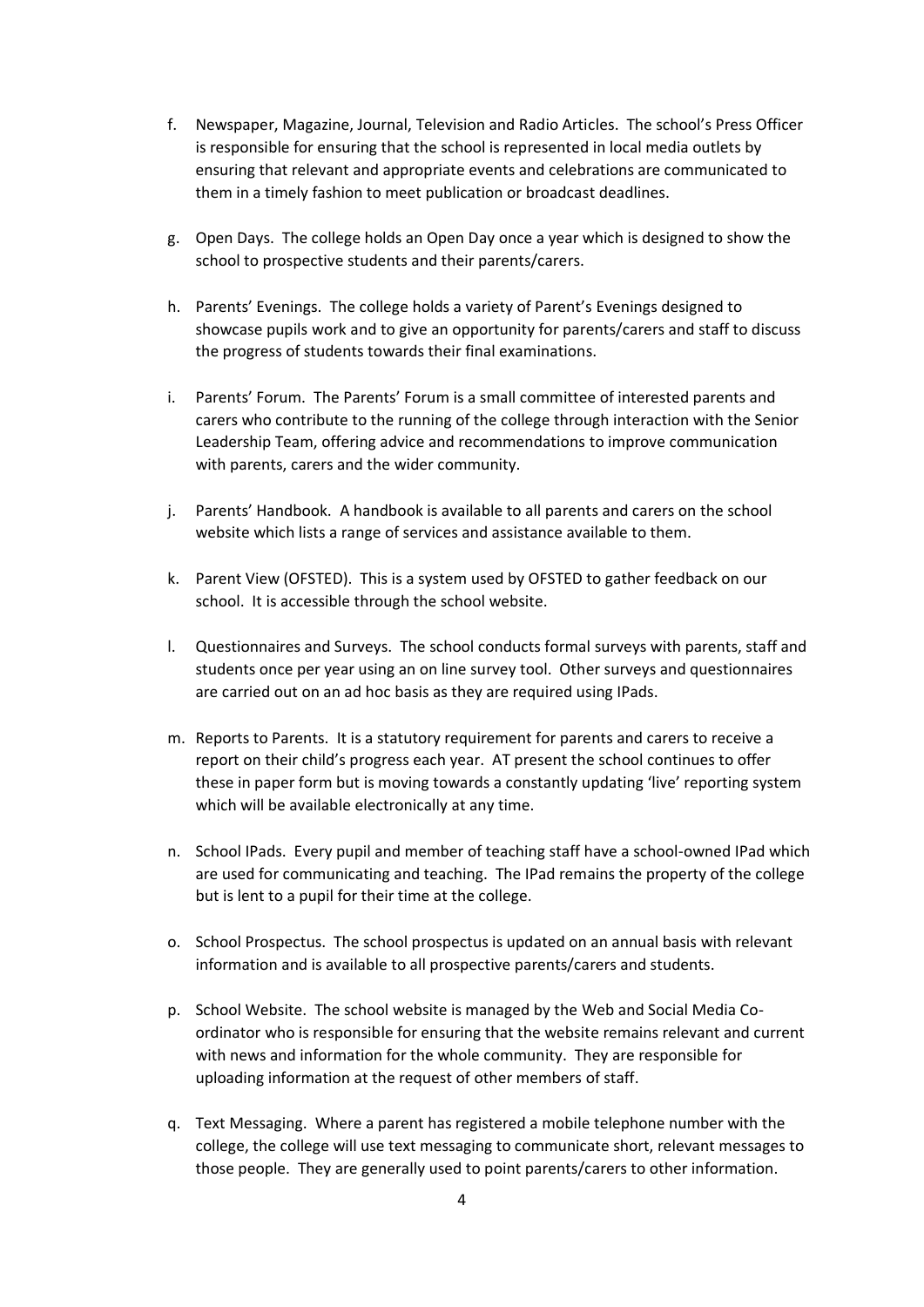f. Newspaper, Magazine, Journal, Television and Radio Articles. The school's Press Officer is responsible for ensuring that the school is represented in local media outlets by ensuring that relevant and appropriate events and celebrations are communicated to them in a timely fashion to meet publication or broadcast deadlines.

g. Open Days. The college holds an Open Day once a year which is designed to show the school to prospective students and their parents/carers.

h. Parents' Evenings. The college holds a variety of Parent's Evenings designed to showcase pupils work and to give an opportunity for parents/carers and staff to discuss the progress of students towards their final examinations.

i. Parents' Forum. The Parents' Forum is a small committee of interested parents and carers who contribute to the running of the college through interaction with the Senior Leadership Team, offering advice and recommendations to improve communication with parents, carers and the wider community.

j. Parents' Handbook. A handbook is available to all parents and carers on the school website which lists a range of services and assistance available to them.

k. Parent View (OFSTED). This is a system used by OFSTED to gather feedback on our school. It is accessible through the school website.

l. Questionnaires and Surveys. The school conducts formal surveys with parents, staff and students once per year using an on line survey tool. Other surveys and questionnaires are carried out on an ad hoc basis as they are required using IPads.

m. Reports to Parents. It is a statutory requirement for parents and carers to receive a report on their child's progress each year. AT present the school continues to offer these in paper form but is moving towards a constantly updating 'live' reporting system which will be available electronically at any time.

n. School IPads. Every pupil and member of teaching staff have a school-owned IPad which are used for communicating and teaching. The IPad remains the property of the college but is lent to a pupil for their time at the college.

o. School Prospectus. The school prospectus is updated on an annual basis with relevant information and is available to all prospective parents/carers and students.

p. School Website. The school website is managed by the Web and Social Media Co-ordinator who is responsible for ensuring that the website remains relevant and current with news and information for the whole community. They are responsible for uploading information at the request of other members of staff.

q. Text Messaging. Where a parent has registered a mobile telephone number with the college, the college will use text messaging to communicate short, relevant messages to those people. They are generally used to point parents/carers to other information.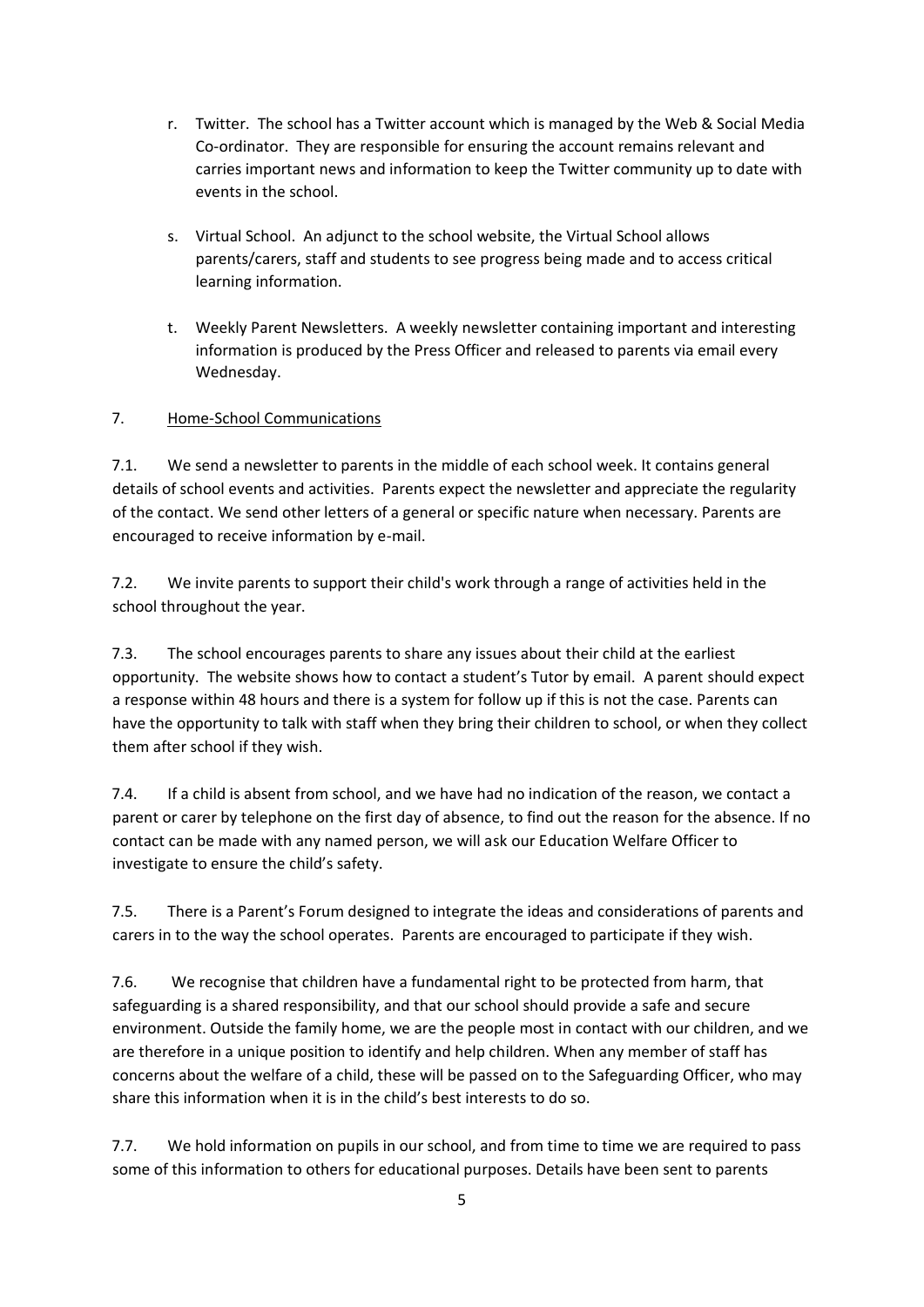r. Twitter. The school has a Twitter account which is managed by the Web & Social Media Co-ordinator. They are responsible for ensuring the account remains relevant and carries important news and information to keep the Twitter community up to date with events in the school.

s. Virtual School. An adjunct to the school website, the Virtual School allows parents/carers, staff and students to see progress being made and to access critical learning information.

t. Weekly Parent Newsletters. A weekly newsletter containing important and interesting information is produced by the Press Officer and released to parents via email every Wednesday.

## 7. Home-School Communications

7.1. We send a newsletter to parents in the middle of each school week. It contains general details of school events and activities. Parents expect the newsletter and appreciate the regularity of the contact. We send other letters of a general or specific nature when necessary. Parents are encouraged to receive information by e-mail.

7.2. We invite parents to support their child's work through a range of activities held in the school throughout the year.

7.3. The school encourages parents to share any issues about their child at the earliest opportunity. The website shows how to contact a student's Tutor by email. A parent should expect a response within 48 hours and there is a system for follow up if this is not the case. Parents can have the opportunity to talk with staff when they bring their children to school, or when they collect them after school if they wish.

7.4. If a child is absent from school, and we have had no indication of the reason, we contact a parent or carer by telephone on the first day of absence, to find out the reason for the absence. If no contact can be made with any named person, we will ask our Education Welfare Officer to investigate to ensure the child's safety.

7.5. There is a Parent's Forum designed to integrate the ideas and considerations of parents and carers in to the way the school operates. Parents are encouraged to participate if they wish.

7.6. We recognise that children have a fundamental right to be protected from harm, that safeguarding is a shared responsibility, and that our school should provide a safe and secure environment. Outside the family home, we are the people most in contact with our children, and we are therefore in a unique position to identify and help children. When any member of staff has concerns about the welfare of a child, these will be passed on to the Safeguarding Officer, who may share this information when it is in the child's best interests to do so.

7.7. We hold information on pupils in our school, and from time to time we are required to pass some of this information to others for educational purposes. Details have been sent to parents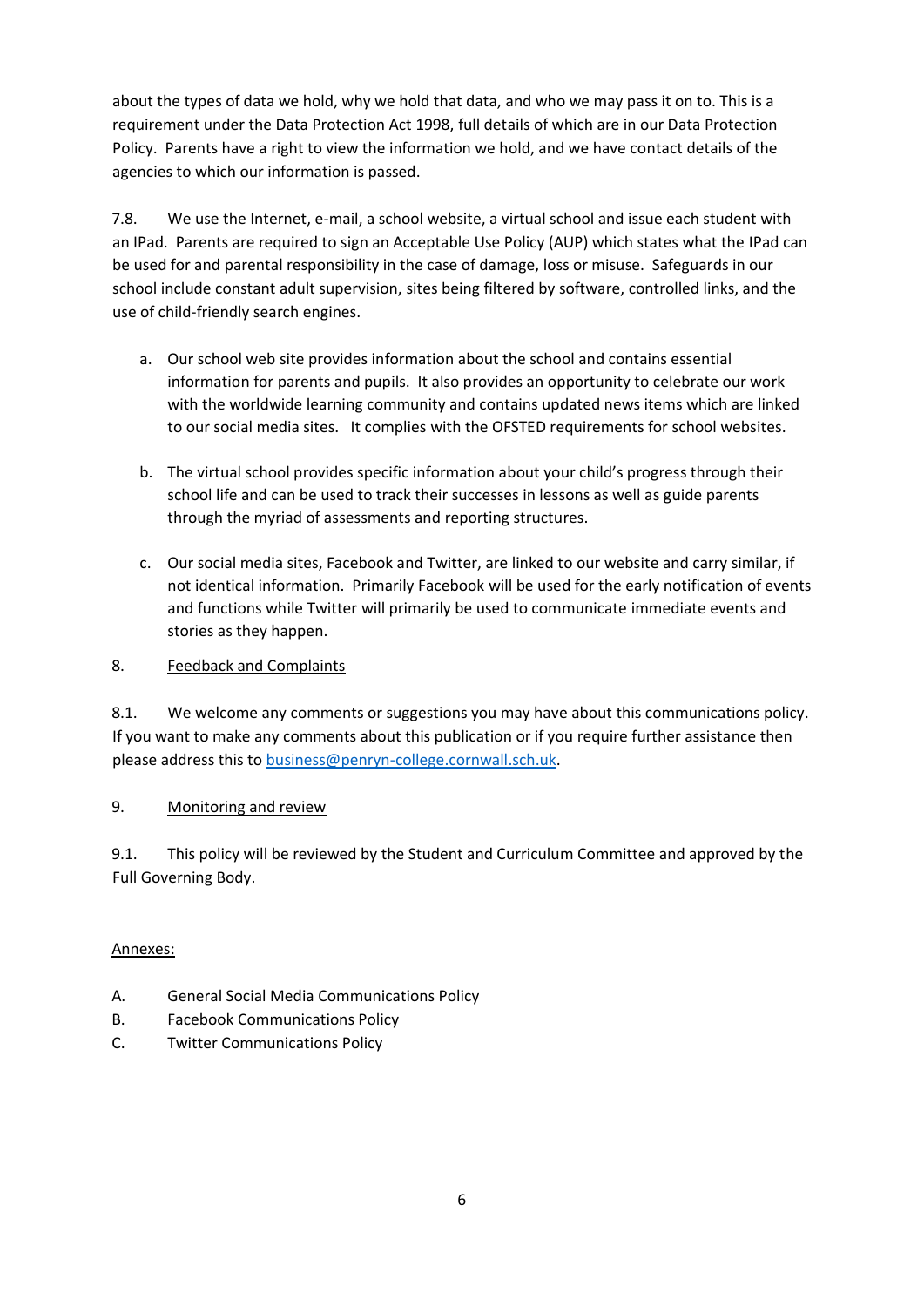about the types of data we hold, why we hold that data, and who we may pass it on to. This is a requirement under the Data Protection Act 1998, full details of which are in our Data Protection Policy. Parents have a right to view the information we hold, and we have contact details of the agencies to which our information is passed.

7.8. We use the Internet, e-mail, a school website, a virtual school and issue each student with an IPad. Parents are required to sign an Acceptable Use Policy (AUP) which states what the IPad can be used for and parental responsibility in the case of damage, loss or misuse. Safeguards in our school include constant adult supervision, sites being filtered by software, controlled links, and the use of child-friendly search engines.

a. Our school web site provides information about the school and contains essential information for parents and pupils. It also provides an opportunity to celebrate our work with the worldwide learning community and contains updated news items which are linked to our social media sites. It complies with the OFSTED requirements for school websites.

b. The virtual school provides specific information about your child's progress through their school life and can be used to track their successes in lessons as well as guide parents through the myriad of assessments and reporting structures.

c. Our social media sites, Facebook and Twitter, are linked to our website and carry similar, if not identical information. Primarily Facebook will be used for the early notification of events and functions while Twitter will primarily be used to communicate immediate events and stories as they happen.

## 8. Feedback and Complaints

8.1. We welcome any comments or suggestions you may have about this communications policy. If you want to make any comments about this publication or if you require further assistance then please address this to business@penryn-college.cornwall.sch.uk.

## 9. Monitoring and review

9.1. This policy will be reviewed by the Student and Curriculum Committee and approved by the Full Governing Body.

Annexes:

A. General Social Media Communications Policy
B. Facebook Communications Policy
C. Twitter Communications Policy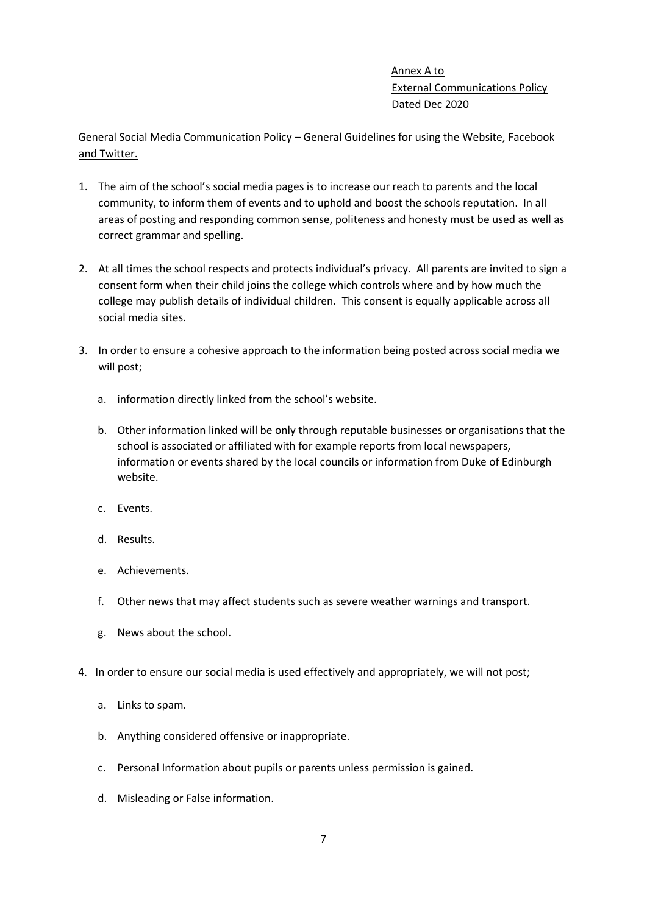Annex A to
External Communications Policy
Dated Dec 2020

General Social Media Communication Policy – General Guidelines for using the Website, Facebook and Twitter.

1. The aim of the school's social media pages is to increase our reach to parents and the local community, to inform them of events and to uphold and boost the schools reputation. In all areas of posting and responding common sense, politeness and honesty must be used as well as correct grammar and spelling.

2. At all times the school respects and protects individual's privacy. All parents are invited to sign a consent form when their child joins the college which controls where and by how much the college may publish details of individual children. This consent is equally applicable across all social media sites.

3. In order to ensure a cohesive approach to the information being posted across social media we will post;

   a. information directly linked from the school's website.

   b. Other information linked will be only through reputable businesses or organisations that the school is associated or affiliated with for example reports from local newspapers, information or events shared by the local councils or information from Duke of Edinburgh website.

   c. Events.

   d. Results.

   e. Achievements.

   f. Other news that may affect students such as severe weather warnings and transport.

   g. News about the school.

4. In order to ensure our social media is used effectively and appropriately, we will not post;

   a. Links to spam.

   b. Anything considered offensive or inappropriate.

   c. Personal Information about pupils or parents unless permission is gained.

   d. Misleading or False information.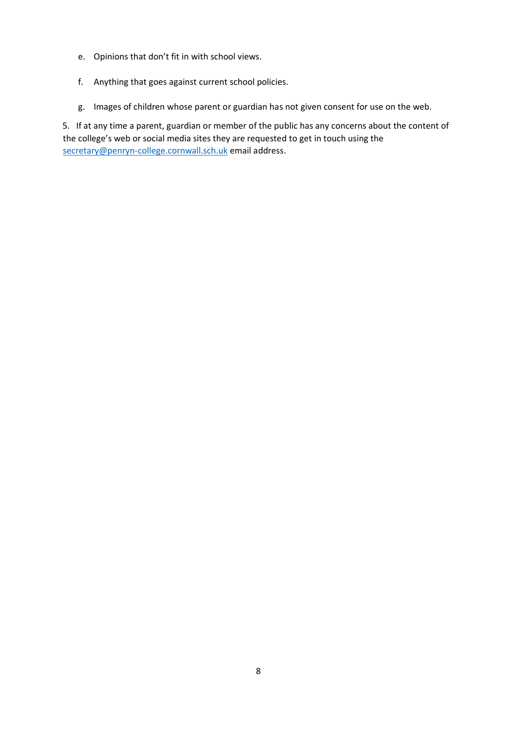e. Opinions that don't fit in with school views.

f. Anything that goes against current school policies.

g. Images of children whose parent or guardian has not given consent for use on the web.

5. If at any time a parent, guardian or member of the public has any concerns about the content of the college's web or social media sites they are requested to get in touch using the secretary@penryn-college.cornwall.sch.uk email address.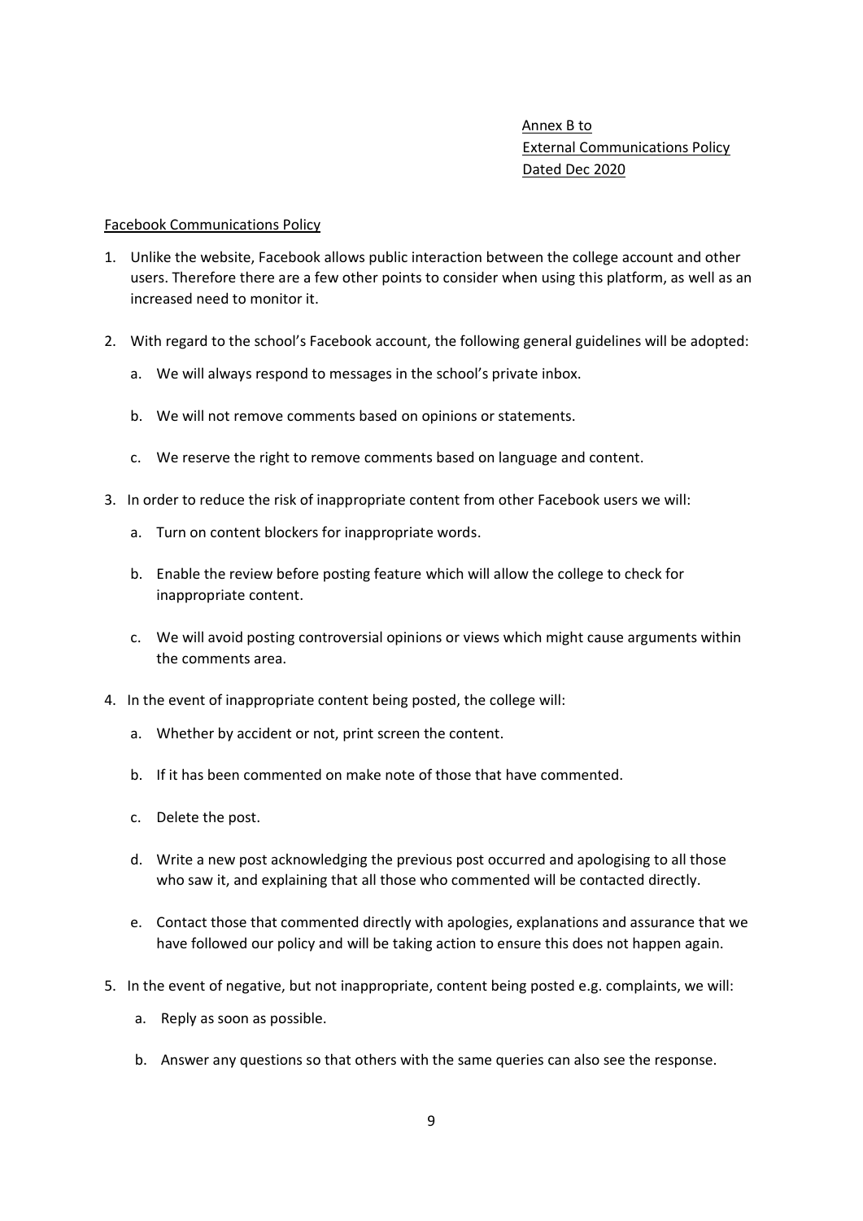Annex B to
External Communications Policy
Dated Dec 2020

## Facebook Communications Policy

1. Unlike the website, Facebook allows public interaction between the college account and other users. Therefore there are a few other points to consider when using this platform, as well as an increased need to monitor it.

2. With regard to the school's Facebook account, the following general guidelines will be adopted:

   a. We will always respond to messages in the school's private inbox.

   b. We will not remove comments based on opinions or statements.

   c. We reserve the right to remove comments based on language and content.

3. In order to reduce the risk of inappropriate content from other Facebook users we will:

   a. Turn on content blockers for inappropriate words.

   b. Enable the review before posting feature which will allow the college to check for inappropriate content.

   c. We will avoid posting controversial opinions or views which might cause arguments within the comments area.

4. In the event of inappropriate content being posted, the college will:

   a. Whether by accident or not, print screen the content.

   b. If it has been commented on make note of those that have commented.

   c. Delete the post.

   d. Write a new post acknowledging the previous post occurred and apologising to all those who saw it, and explaining that all those who commented will be contacted directly.

   e. Contact those that commented directly with apologies, explanations and assurance that we have followed our policy and will be taking action to ensure this does not happen again.

5. In the event of negative, but not inappropriate, content being posted e.g. complaints, we will:

   a. Reply as soon as possible.

   b. Answer any questions so that others with the same queries can also see the response.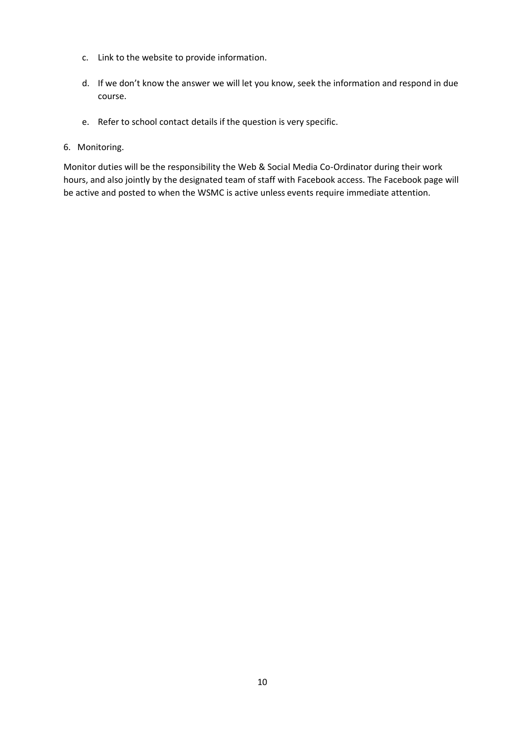c. Link to the website to provide information.

d. If we don't know the answer we will let you know, seek the information and respond in due course.

e. Refer to school contact details if the question is very specific.

6. Monitoring.

Monitor duties will be the responsibility the Web & Social Media Co-Ordinator during their work hours, and also jointly by the designated team of staff with Facebook access. The Facebook page will be active and posted to when the WSMC is active unless events require immediate attention.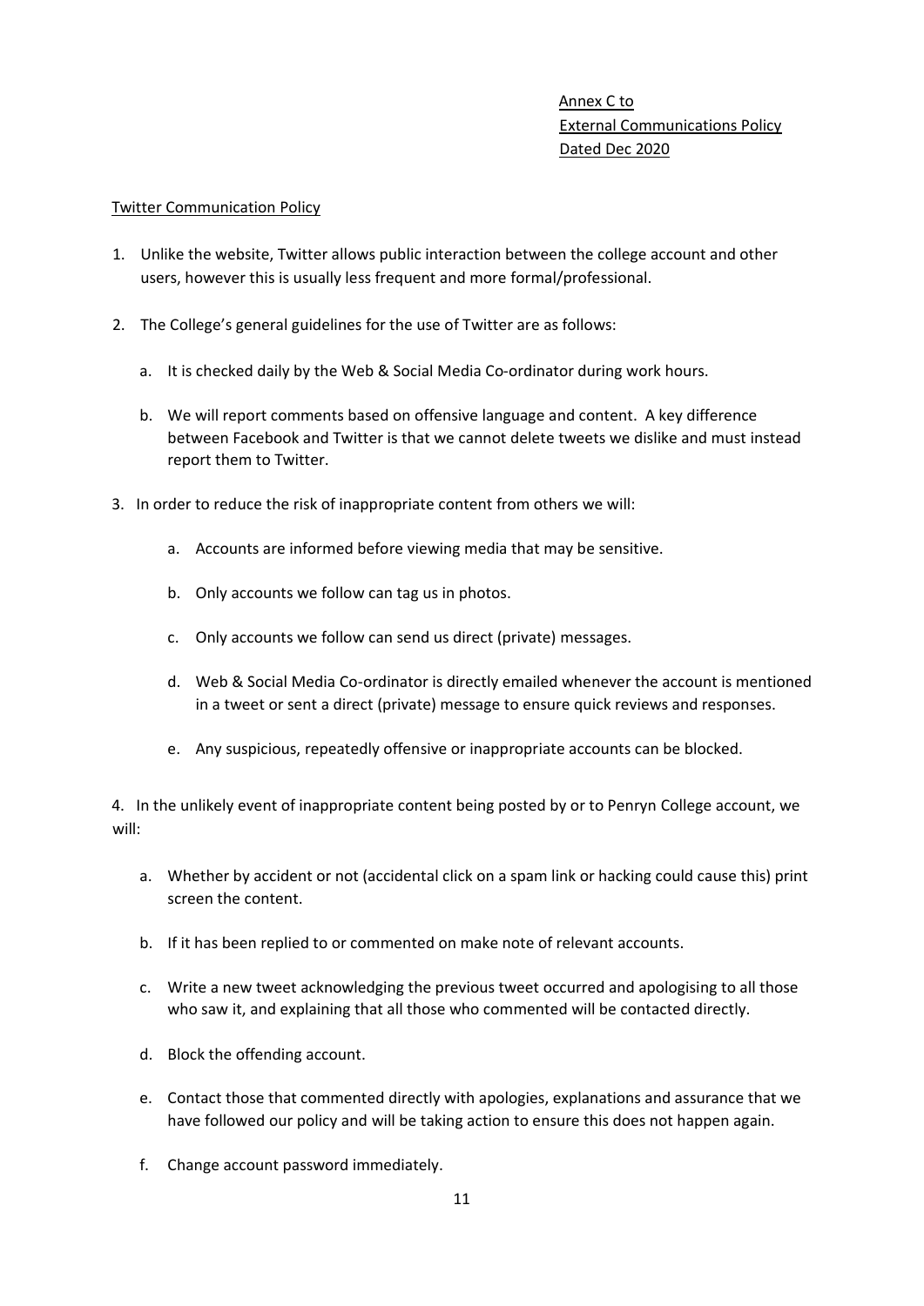Annex C to
External Communications Policy
Dated Dec 2020

Twitter Communication Policy

1. Unlike the website, Twitter allows public interaction between the college account and other users, however this is usually less frequent and more formal/professional.

2. The College's general guidelines for the use of Twitter are as follows:

    a. It is checked daily by the Web & Social Media Co-ordinator during work hours.

    b. We will report comments based on offensive language and content. A key difference between Facebook and Twitter is that we cannot delete tweets we dislike and must instead report them to Twitter.

3. In order to reduce the risk of inappropriate content from others we will:

    a. Accounts are informed before viewing media that may be sensitive.

    b. Only accounts we follow can tag us in photos.

    c. Only accounts we follow can send us direct (private) messages.

    d. Web & Social Media Co-ordinator is directly emailed whenever the account is mentioned in a tweet or sent a direct (private) message to ensure quick reviews and responses.

    e. Any suspicious, repeatedly offensive or inappropriate accounts can be blocked.

4. In the unlikely event of inappropriate content being posted by or to Penryn College account, we will:

    a. Whether by accident or not (accidental click on a spam link or hacking could cause this) print screen the content.

    b. If it has been replied to or commented on make note of relevant accounts.

    c. Write a new tweet acknowledging the previous tweet occurred and apologising to all those who saw it, and explaining that all those who commented will be contacted directly.

    d. Block the offending account.

    e. Contact those that commented directly with apologies, explanations and assurance that we have followed our policy and will be taking action to ensure this does not happen again.

    f. Change account password immediately.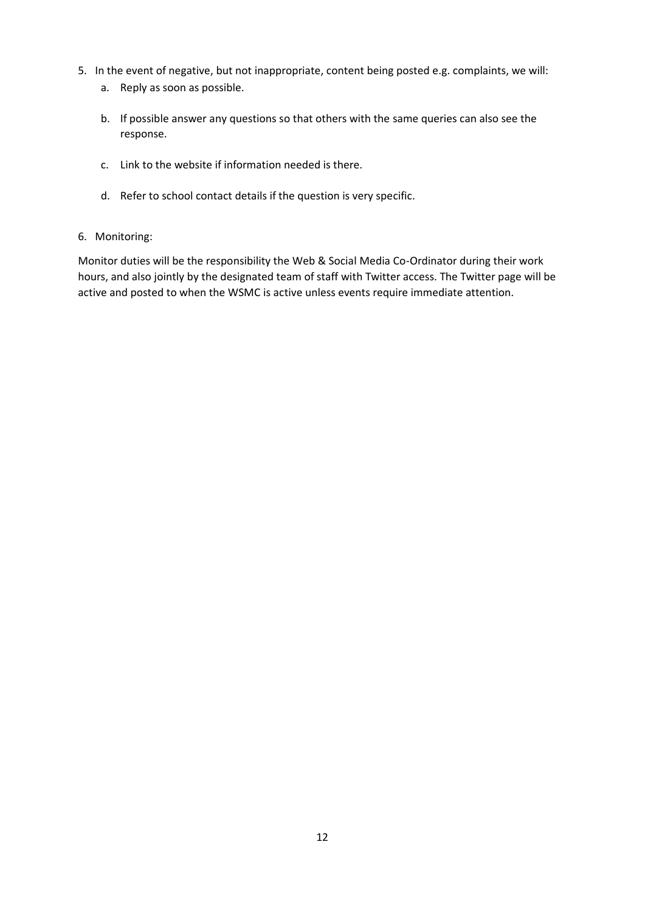5. In the event of negative, but not inappropriate, content being posted e.g. complaints, we will:
    a. Reply as soon as possible.
    b. If possible answer any questions so that others with the same queries can also see the response.
    c. Link to the website if information needed is there.
    d. Refer to school contact details if the question is very specific.

6. Monitoring:

Monitor duties will be the responsibility the Web & Social Media Co-Ordinator during their work hours, and also jointly by the designated team of staff with Twitter access. The Twitter page will be active and posted to when the WSMC is active unless events require immediate attention.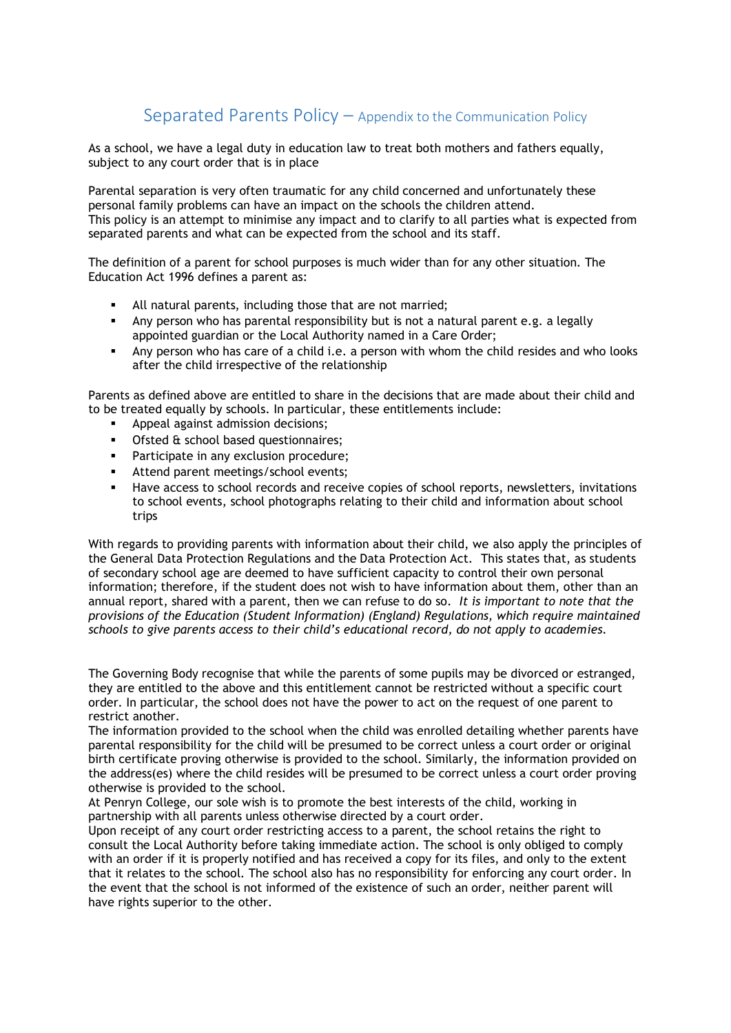# Separated Parents Policy – Appendix to the Communication Policy

As a school, we have a legal duty in education law to treat both mothers and fathers equally, subject to any court order that is in place

Parental separation is very often traumatic for any child concerned and unfortunately these personal family problems can have an impact on the schools the children attend.
This policy is an attempt to minimise any impact and to clarify to all parties what is expected from separated parents and what can be expected from the school and its staff.

The definition of a parent for school purposes is much wider than for any other situation. The Education Act 1996 defines a parent as:

- All natural parents, including those that are not married;
- Any person who has parental responsibility but is not a natural parent e.g. a legally appointed guardian or the Local Authority named in a Care Order;
- Any person who has care of a child i.e. a person with whom the child resides and who looks after the child irrespective of the relationship

Parents as defined above are entitled to share in the decisions that are made about their child and to be treated equally by schools. In particular, these entitlements include:

- Appeal against admission decisions;
- Ofsted & school based questionnaires;
- Participate in any exclusion procedure;
- Attend parent meetings/school events;
- Have access to school records and receive copies of school reports, newsletters, invitations to school events, school photographs relating to their child and information about school trips

With regards to providing parents with information about their child, we also apply the principles of the General Data Protection Regulations and the Data Protection Act. This states that, as students of secondary school age are deemed to have sufficient capacity to control their own personal information; therefore, if the student does not wish to have information about them, other than an annual report, shared with a parent, then we can refuse to do so. *It is important to note that the provisions of the Education (Student Information) (England) Regulations, which require maintained schools to give parents access to their child's educational record, do not apply to academies.*

The Governing Body recognise that while the parents of some pupils may be divorced or estranged, they are entitled to the above and this entitlement cannot be restricted without a specific court order. In particular, the school does not have the power to act on the request of one parent to restrict another.
The information provided to the school when the child was enrolled detailing whether parents have parental responsibility for the child will be presumed to be correct unless a court order or original birth certificate proving otherwise is provided to the school. Similarly, the information provided on the address(es) where the child resides will be presumed to be correct unless a court order proving otherwise is provided to the school.
At Penryn College, our sole wish is to promote the best interests of the child, working in partnership with all parents unless otherwise directed by a court order.
Upon receipt of any court order restricting access to a parent, the school retains the right to consult the Local Authority before taking immediate action. The school is only obliged to comply with an order if it is properly notified and has received a copy for its files, and only to the extent that it relates to the school. The school also has no responsibility for enforcing any court order. In the event that the school is not informed of the existence of such an order, neither parent will have rights superior to the other.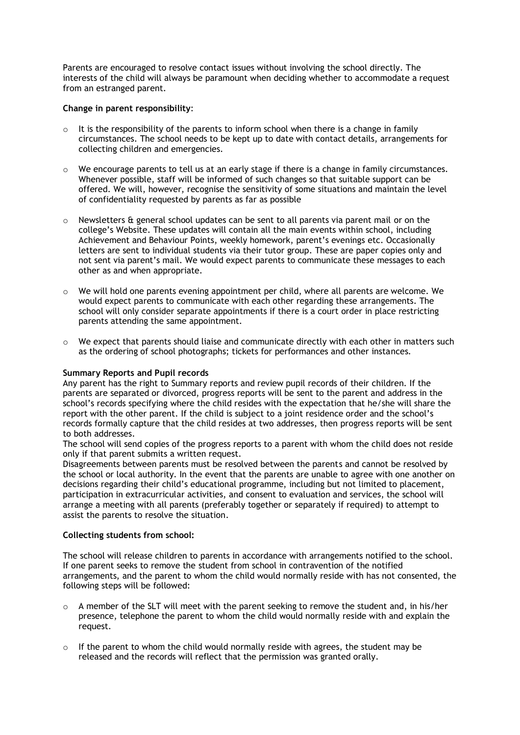Parents are encouraged to resolve contact issues without involving the school directly. The interests of the child will always be paramount when deciding whether to accommodate a request from an estranged parent.

**Change in parent responsibility**:

- It is the responsibility of the parents to inform school when there is a change in family circumstances. The school needs to be kept up to date with contact details, arrangements for collecting children and emergencies.

- We encourage parents to tell us at an early stage if there is a change in family circumstances. Whenever possible, staff will be informed of such changes so that suitable support can be offered. We will, however, recognise the sensitivity of some situations and maintain the level of confidentiality requested by parents as far as possible

- Newsletters & general school updates can be sent to all parents via parent mail or on the college's Website. These updates will contain all the main events within school, including Achievement and Behaviour Points, weekly homework, parent's evenings etc. Occasionally letters are sent to individual students via their tutor group. These are paper copies only and not sent via parent's mail. We would expect parents to communicate these messages to each other as and when appropriate.

- We will hold one parents evening appointment per child, where all parents are welcome. We would expect parents to communicate with each other regarding these arrangements. The school will only consider separate appointments if there is a court order in place restricting parents attending the same appointment.

- We expect that parents should liaise and communicate directly with each other in matters such as the ordering of school photographs; tickets for performances and other instances.

**Summary Reports and Pupil records**

Any parent has the right to Summary reports and review pupil records of their children. If the parents are separated or divorced, progress reports will be sent to the parent and address in the school's records specifying where the child resides with the expectation that he/she will share the report with the other parent. If the child is subject to a joint residence order and the school's records formally capture that the child resides at two addresses, then progress reports will be sent to both addresses.

The school will send copies of the progress reports to a parent with whom the child does not reside only if that parent submits a written request.

Disagreements between parents must be resolved between the parents and cannot be resolved by the school or local authority. In the event that the parents are unable to agree with one another on decisions regarding their child's educational programme, including but not limited to placement, participation in extracurricular activities, and consent to evaluation and services, the school will arrange a meeting with all parents (preferably together or separately if required) to attempt to assist the parents to resolve the situation.

**Collecting students from school:**

The school will release children to parents in accordance with arrangements notified to the school. If one parent seeks to remove the student from school in contravention of the notified arrangements, and the parent to whom the child would normally reside with has not consented, the following steps will be followed:

- A member of the SLT will meet with the parent seeking to remove the student and, in his/her presence, telephone the parent to whom the child would normally reside with and explain the request.

- If the parent to whom the child would normally reside with agrees, the student may be released and the records will reflect that the permission was granted orally.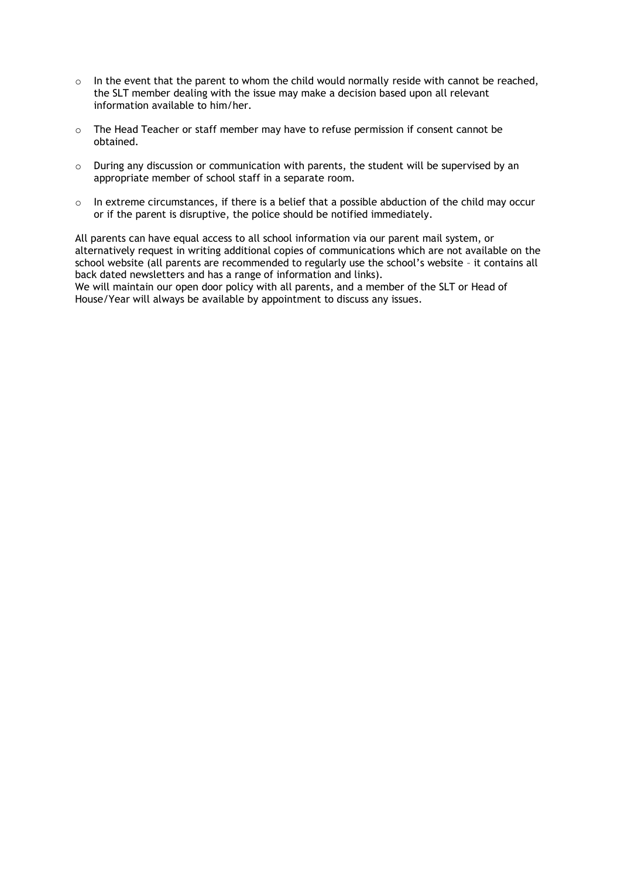- In the event that the parent to whom the child would normally reside with cannot be reached, the SLT member dealing with the issue may make a decision based upon all relevant information available to him/her.
- The Head Teacher or staff member may have to refuse permission if consent cannot be obtained.
- During any discussion or communication with parents, the student will be supervised by an appropriate member of school staff in a separate room.
- In extreme circumstances, if there is a belief that a possible abduction of the child may occur or if the parent is disruptive, the police should be notified immediately.

All parents can have equal access to all school information via our parent mail system, or alternatively request in writing additional copies of communications which are not available on the school website (all parents are recommended to regularly use the school's website – it contains all back dated newsletters and has a range of information and links).
We will maintain our open door policy with all parents, and a member of the SLT or Head of House/Year will always be available by appointment to discuss any issues.